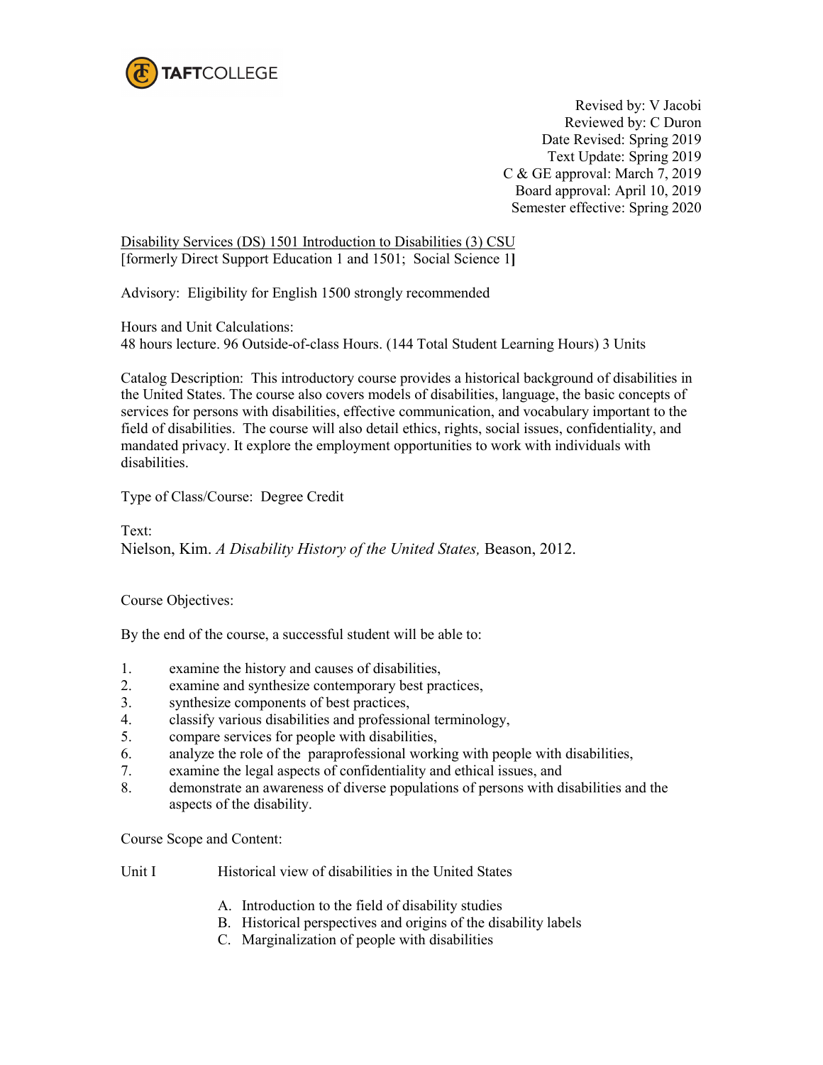TAFTCOLLEGE

Revised by: V Jacobi
Reviewed by: C Duron
Date Revised: Spring 2019
Text Update: Spring 2019
C & GE approval: March 7, 2019
Board approval: April 10, 2019
Semester effective: Spring 2020

Disability Services (DS) 1501 Introduction to Disabilities (3) CSU
[formerly Direct Support Education 1 and 1501; Social Science 1]

Advisory: Eligibility for English 1500 strongly recommended

Hours and Unit Calculations:
48 hours lecture. 96 Outside-of-class Hours. (144 Total Student Learning Hours) 3 Units

Catalog Description: This introductory course provides a historical background of disabilities in the United States. The course also covers models of disabilities, language, the basic concepts of services for persons with disabilities, effective communication, and vocabulary important to the field of disabilities. The course will also detail ethics, rights, social issues, confidentiality, and mandated privacy. It explore the employment opportunities to work with individuals with disabilities.

Type of Class/Course: Degree Credit

Text:
Nielson, Kim. *A Disability History of the United States,* Beason, 2012.

Course Objectives:

By the end of the course, a successful student will be able to:

1. examine the history and causes of disabilities,
2. examine and synthesize contemporary best practices,
3. synthesize components of best practices,
4. classify various disabilities and professional terminology,
5. compare services for people with disabilities,
6. analyze the role of the paraprofessional working with people with disabilities,
7. examine the legal aspects of confidentiality and ethical issues, and
8. demonstrate an awareness of diverse populations of persons with disabilities and the aspects of the disability.

Course Scope and Content:

Unit I Historical view of disabilities in the United States

A. Introduction to the field of disability studies
B. Historical perspectives and origins of the disability labels
C. Marginalization of people with disabilities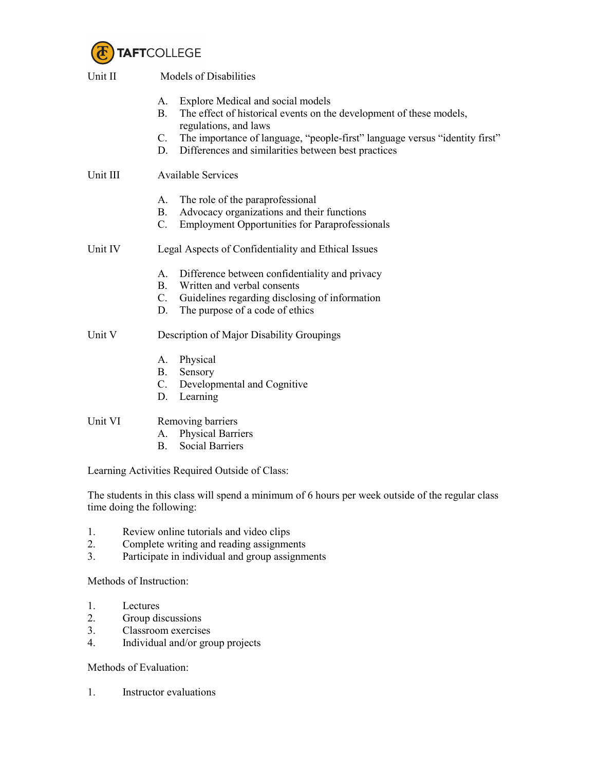Unit II Models of Disabilities

A. Explore Medical and social models
B. The effect of historical events on the development of these models, regulations, and laws
C. The importance of language, "people-first" language versus "identity first"
D. Differences and similarities between best practices

Unit III Available Services

A. The role of the paraprofessional
B. Advocacy organizations and their functions
C. Employment Opportunities for Paraprofessionals

Unit IV Legal Aspects of Confidentiality and Ethical Issues

A. Difference between confidentiality and privacy
B. Written and verbal consents
C. Guidelines regarding disclosing of information
D. The purpose of a code of ethics

Unit V Description of Major Disability Groupings

A. Physical
B. Sensory
C. Developmental and Cognitive
D. Learning

Unit VI Removing barriers

A. Physical Barriers
B. Social Barriers

Learning Activities Required Outside of Class:

The students in this class will spend a minimum of 6 hours per week outside of the regular class time doing the following:

1. Review online tutorials and video clips
2. Complete writing and reading assignments
3. Participate in individual and group assignments

Methods of Instruction:

1. Lectures
2. Group discussions
3. Classroom exercises
4. Individual and/or group projects

Methods of Evaluation:

1. Instructor evaluations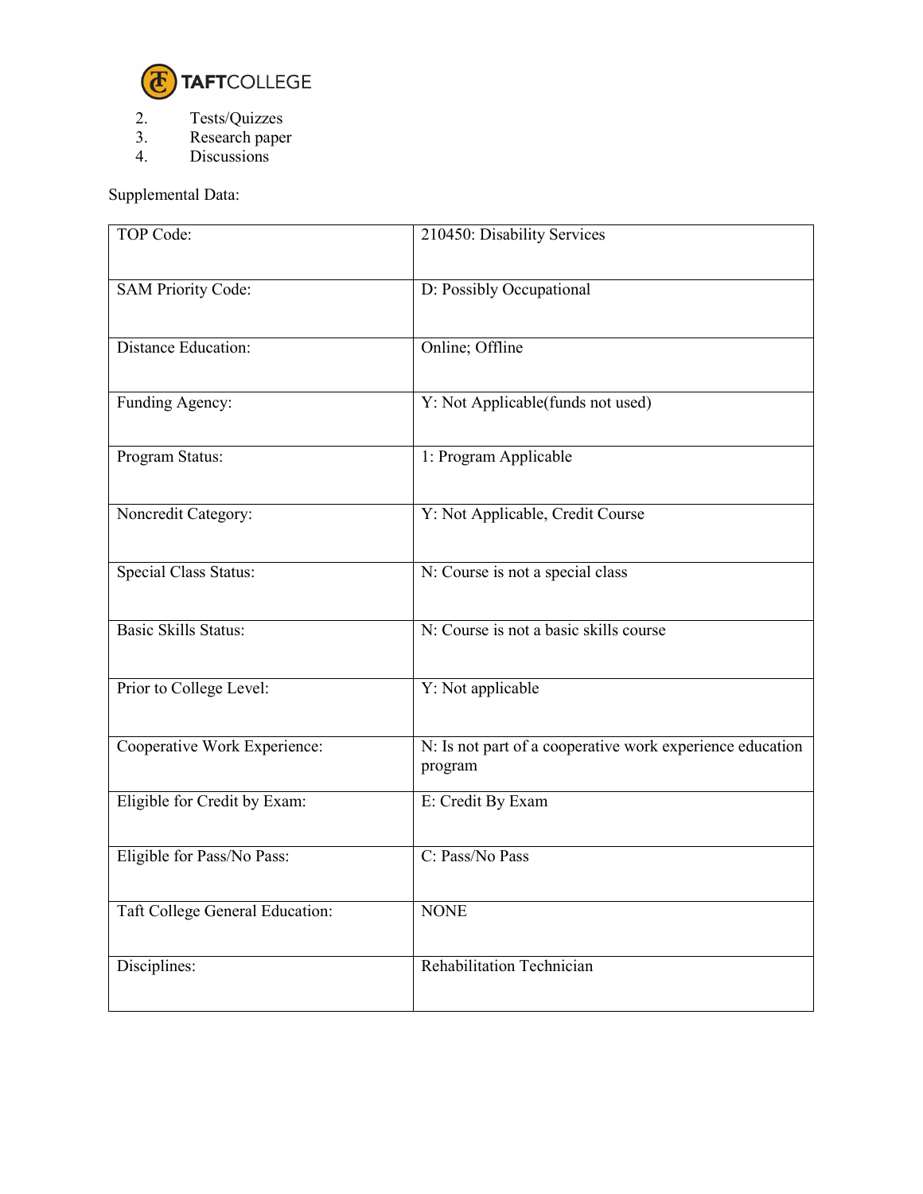2. Tests/Quizzes
3. Research paper
4. Discussions

Supplemental Data:

| | |
|---|---|
| TOP Code: | 210450: Disability Services |
| SAM Priority Code: | D: Possibly Occupational |
| Distance Education: | Online; Offline |
| Funding Agency: | Y: Not Applicable(funds not used) |
| Program Status: | 1: Program Applicable |
| Noncredit Category: | Y: Not Applicable, Credit Course |
| Special Class Status: | N: Course is not a special class |
| Basic Skills Status: | N: Course is not a basic skills course |
| Prior to College Level: | Y: Not applicable |
| Cooperative Work Experience: | N: Is not part of a cooperative work experience education program |
| Eligible for Credit by Exam: | E: Credit By Exam |
| Eligible for Pass/No Pass: | C: Pass/No Pass |
| Taft College General Education: | NONE |
| Disciplines: | Rehabilitation Technician |